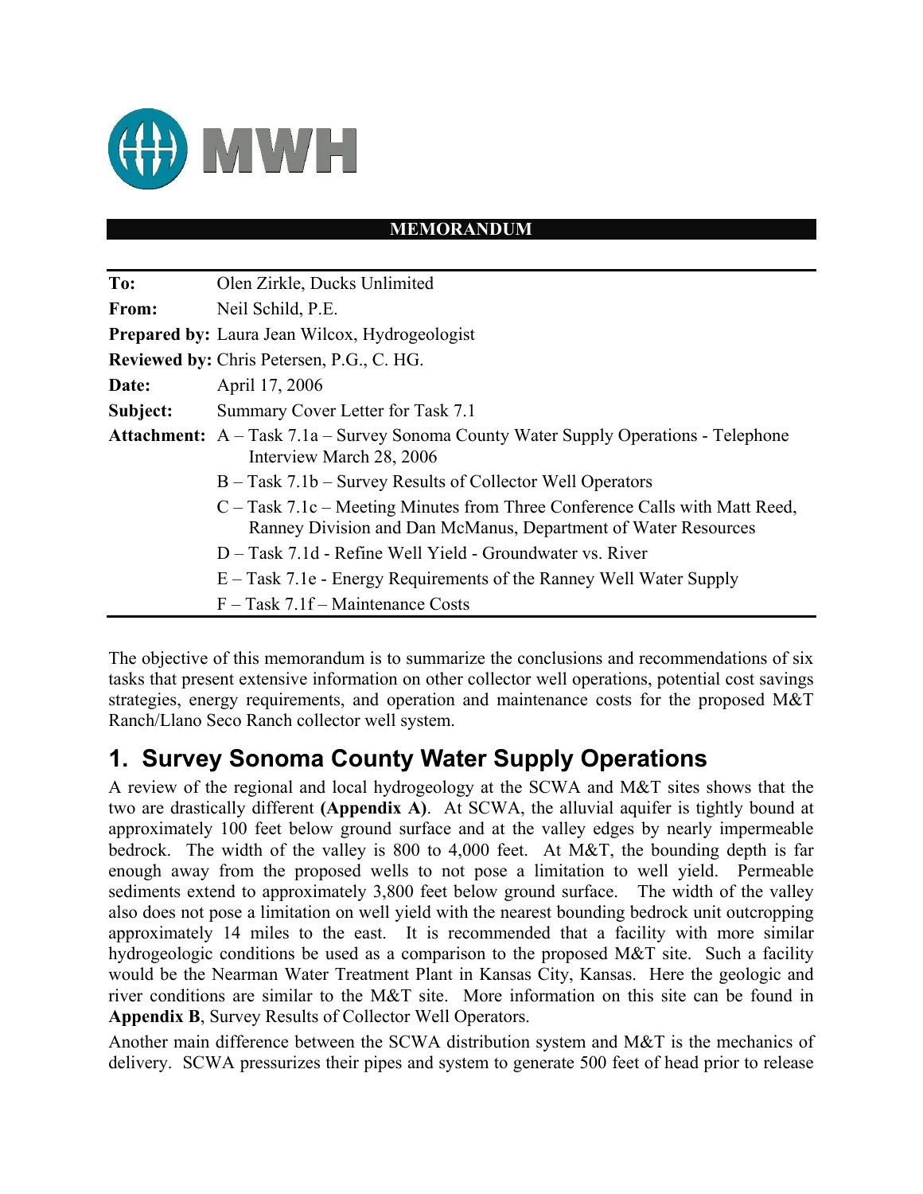MWH

**MEMORANDUM**

| | |
|---|---|
| **To:** | Olen Zirkle, Ducks Unlimited |
| **From:** | Neil Schild, P.E. |
| **Prepared by:** | Laura Jean Wilcox, Hydrogeologist |
| **Reviewed by:** | Chris Petersen, P.G., C. HG. |
| **Date:** | April 17, 2006 |
| **Subject:** | Summary Cover Letter for Task 7.1 |
| **Attachment:** | A – Task 7.1a – Survey Sonoma County Water Supply Operations - Telephone Interview March 28, 2006 |
| | B – Task 7.1b – Survey Results of Collector Well Operators |
| | C – Task 7.1c – Meeting Minutes from Three Conference Calls with Matt Reed, Ranney Division and Dan McManus, Department of Water Resources |
| | D – Task 7.1d - Refine Well Yield - Groundwater vs. River |
| | E – Task 7.1e - Energy Requirements of the Ranney Well Water Supply |
| | F – Task 7.1f – Maintenance Costs |

The objective of this memorandum is to summarize the conclusions and recommendations of six tasks that present extensive information on other collector well operations, potential cost savings strategies, energy requirements, and operation and maintenance costs for the proposed M&T Ranch/Llano Seco Ranch collector well system.

# 1. Survey Sonoma County Water Supply Operations

A review of the regional and local hydrogeology at the SCWA and M&T sites shows that the two are drastically different **(Appendix A)**. At SCWA, the alluvial aquifer is tightly bound at approximately 100 feet below ground surface and at the valley edges by nearly impermeable bedrock. The width of the valley is 800 to 4,000 feet. At M&T, the bounding depth is far enough away from the proposed wells to not pose a limitation to well yield. Permeable sediments extend to approximately 3,800 feet below ground surface. The width of the valley also does not pose a limitation on well yield with the nearest bounding bedrock unit outcropping approximately 14 miles to the east. It is recommended that a facility with more similar hydrogeologic conditions be used as a comparison to the proposed M&T site. Such a facility would be the Nearman Water Treatment Plant in Kansas City, Kansas. Here the geologic and river conditions are similar to the M&T site. More information on this site can be found in **Appendix B**, Survey Results of Collector Well Operators.

Another main difference between the SCWA distribution system and M&T is the mechanics of delivery. SCWA pressurizes their pipes and system to generate 500 feet of head prior to release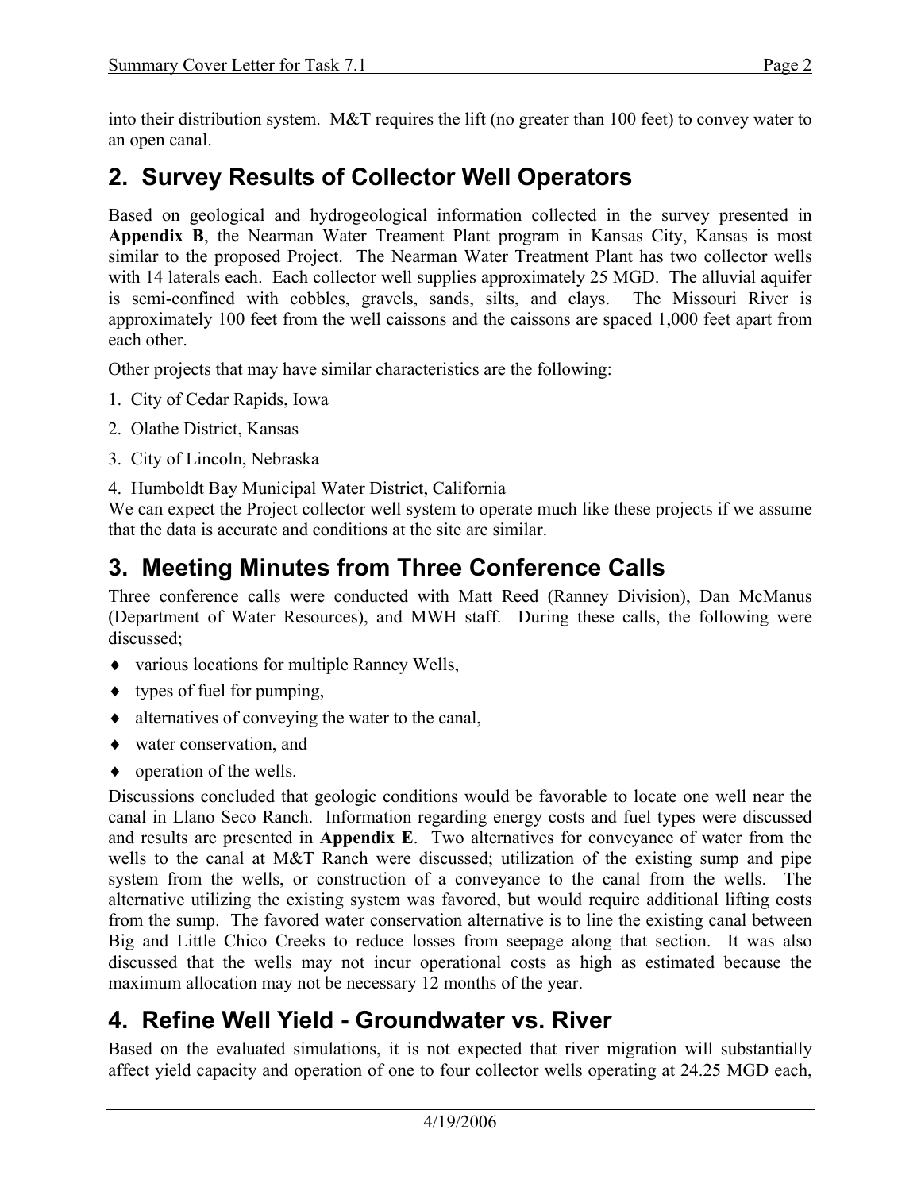into their distribution system. M&T requires the lift (no greater than 100 feet) to convey water to an open canal.

## 2. Survey Results of Collector Well Operators

Based on geological and hydrogeological information collected in the survey presented in **Appendix B**, the Nearman Water Treament Plant program in Kansas City, Kansas is most similar to the proposed Project. The Nearman Water Treatment Plant has two collector wells with 14 laterals each. Each collector well supplies approximately 25 MGD. The alluvial aquifer is semi-confined with cobbles, gravels, sands, silts, and clays. The Missouri River is approximately 100 feet from the well caissons and the caissons are spaced 1,000 feet apart from each other.

Other projects that may have similar characteristics are the following:

1. City of Cedar Rapids, Iowa
2. Olathe District, Kansas
3. City of Lincoln, Nebraska
4. Humboldt Bay Municipal Water District, California

We can expect the Project collector well system to operate much like these projects if we assume that the data is accurate and conditions at the site are similar.

## 3. Meeting Minutes from Three Conference Calls

Three conference calls were conducted with Matt Reed (Ranney Division), Dan McManus (Department of Water Resources), and MWH staff. During these calls, the following were discussed;

- various locations for multiple Ranney Wells,
- types of fuel for pumping,
- alternatives of conveying the water to the canal,
- water conservation, and
- operation of the wells.

Discussions concluded that geologic conditions would be favorable to locate one well near the canal in Llano Seco Ranch. Information regarding energy costs and fuel types were discussed and results are presented in **Appendix E**. Two alternatives for conveyance of water from the wells to the canal at M&T Ranch were discussed; utilization of the existing sump and pipe system from the wells, or construction of a conveyance to the canal from the wells. The alternative utilizing the existing system was favored, but would require additional lifting costs from the sump. The favored water conservation alternative is to line the existing canal between Big and Little Chico Creeks to reduce losses from seepage along that section. It was also discussed that the wells may not incur operational costs as high as estimated because the maximum allocation may not be necessary 12 months of the year.

## 4. Refine Well Yield - Groundwater vs. River

Based on the evaluated simulations, it is not expected that river migration will substantially affect yield capacity and operation of one to four collector wells operating at 24.25 MGD each,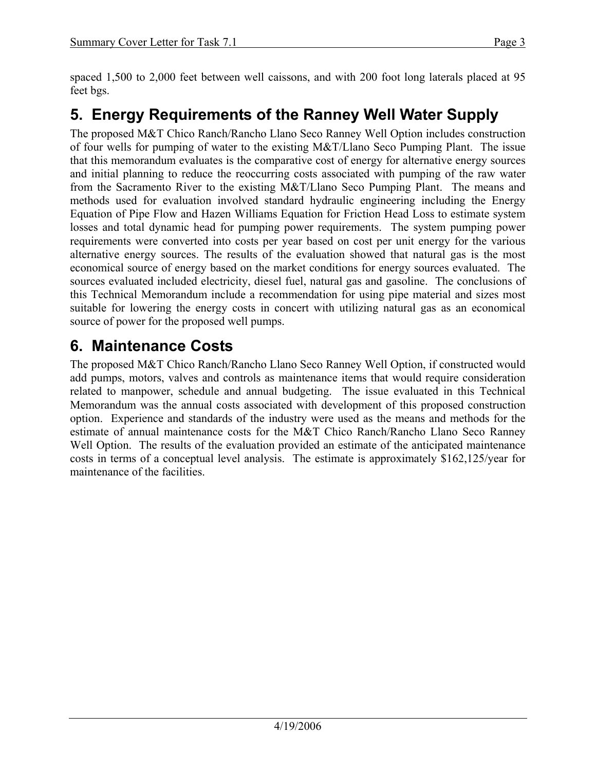spaced 1,500 to 2,000 feet between well caissons, and with 200 foot long laterals placed at 95 feet bgs.

## 5. Energy Requirements of the Ranney Well Water Supply

The proposed M&T Chico Ranch/Rancho Llano Seco Ranney Well Option includes construction of four wells for pumping of water to the existing M&T/Llano Seco Pumping Plant. The issue that this memorandum evaluates is the comparative cost of energy for alternative energy sources and initial planning to reduce the reoccurring costs associated with pumping of the raw water from the Sacramento River to the existing M&T/Llano Seco Pumping Plant. The means and methods used for evaluation involved standard hydraulic engineering including the Energy Equation of Pipe Flow and Hazen Williams Equation for Friction Head Loss to estimate system losses and total dynamic head for pumping power requirements. The system pumping power requirements were converted into costs per year based on cost per unit energy for the various alternative energy sources. The results of the evaluation showed that natural gas is the most economical source of energy based on the market conditions for energy sources evaluated. The sources evaluated included electricity, diesel fuel, natural gas and gasoline. The conclusions of this Technical Memorandum include a recommendation for using pipe material and sizes most suitable for lowering the energy costs in concert with utilizing natural gas as an economical source of power for the proposed well pumps.

## 6. Maintenance Costs

The proposed M&T Chico Ranch/Rancho Llano Seco Ranney Well Option, if constructed would add pumps, motors, valves and controls as maintenance items that would require consideration related to manpower, schedule and annual budgeting. The issue evaluated in this Technical Memorandum was the annual costs associated with development of this proposed construction option. Experience and standards of the industry were used as the means and methods for the estimate of annual maintenance costs for the M&T Chico Ranch/Rancho Llano Seco Ranney Well Option. The results of the evaluation provided an estimate of the anticipated maintenance costs in terms of a conceptual level analysis. The estimate is approximately $162,125/year for maintenance of the facilities.